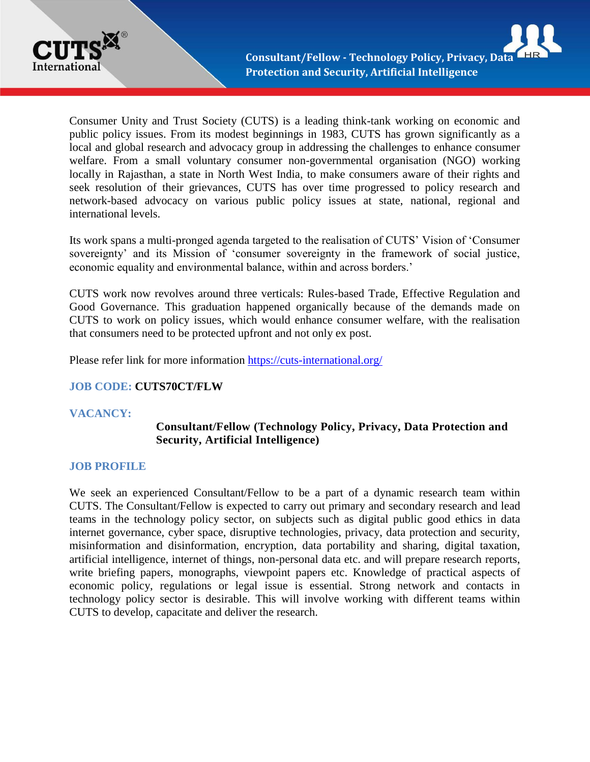# Consultant/Fellow - Technology Policy, Privacy, Data Protection and Security, Artificial Intelligence

Consumer Unity and Trust Society (CUTS) is a leading think-tank working on economic and public policy issues. From its modest beginnings in 1983, CUTS has grown significantly as a local and global research and advocacy group in addressing the challenges to enhance consumer welfare. From a small voluntary consumer non-governmental organisation (NGO) working locally in Rajasthan, a state in North West India, to make consumers aware of their rights and seek resolution of their grievances, CUTS has over time progressed to policy research and network-based advocacy on various public policy issues at state, national, regional and international levels.

Its work spans a multi-pronged agenda targeted to the realisation of CUTS' Vision of 'Consumer sovereignty' and its Mission of 'consumer sovereignty in the framework of social justice, economic equality and environmental balance, within and across borders.'

CUTS work now revolves around three verticals: Rules-based Trade, Effective Regulation and Good Governance. This graduation happened organically because of the demands made on CUTS to work on policy issues, which would enhance consumer welfare, with the realisation that consumers need to be protected upfront and not only ex post.

Please refer link for more information https://cuts-international.org/

**JOB CODE:** **CUTS70CT/FLW**

**VACANCY:**

**Consultant/Fellow (Technology Policy, Privacy, Data Protection and Security, Artificial Intelligence)**

## JOB PROFILE

We seek an experienced Consultant/Fellow to be a part of a dynamic research team within CUTS. The Consultant/Fellow is expected to carry out primary and secondary research and lead teams in the technology policy sector, on subjects such as digital public good ethics in data internet governance, cyber space, disruptive technologies, privacy, data protection and security, misinformation and disinformation, encryption, data portability and sharing, digital taxation, artificial intelligence, internet of things, non-personal data etc. and will prepare research reports, write briefing papers, monographs, viewpoint papers etc. Knowledge of practical aspects of economic policy, regulations or legal issue is essential. Strong network and contacts in technology policy sector is desirable. This will involve working with different teams within CUTS to develop, capacitate and deliver the research.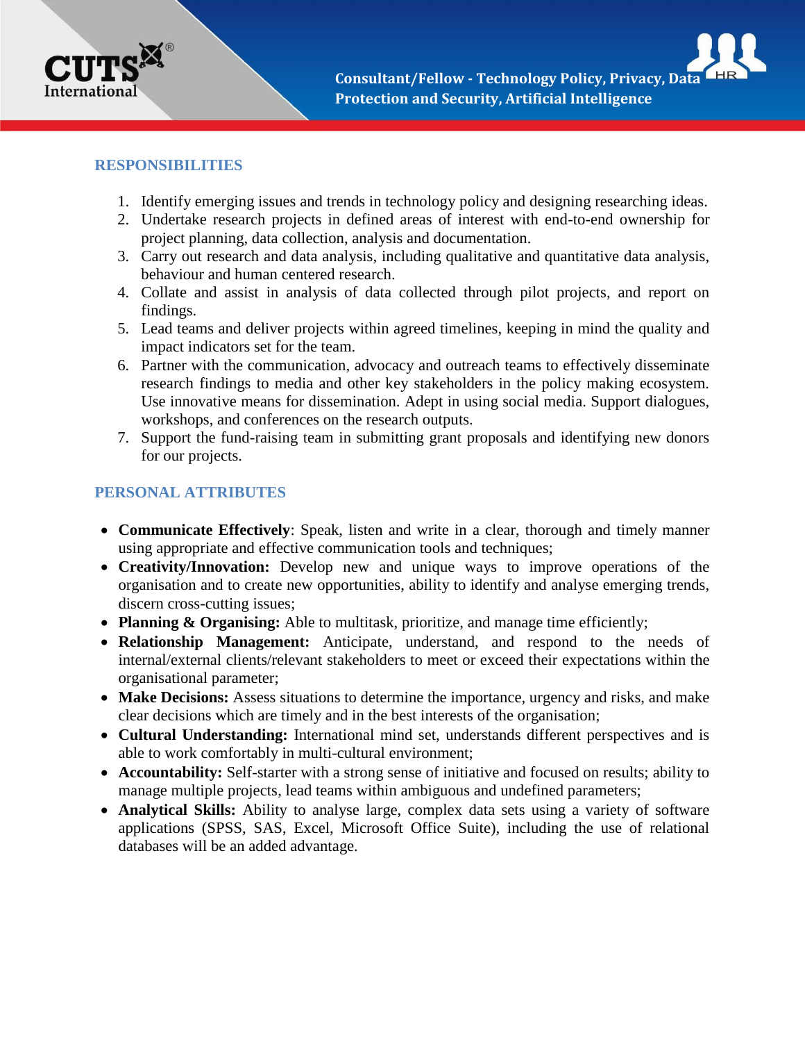## RESPONSIBILITIES

1. Identify emerging issues and trends in technology policy and designing researching ideas.
2. Undertake research projects in defined areas of interest with end-to-end ownership for project planning, data collection, analysis and documentation.
3. Carry out research and data analysis, including qualitative and quantitative data analysis, behaviour and human centered research.
4. Collate and assist in analysis of data collected through pilot projects, and report on findings.
5. Lead teams and deliver projects within agreed timelines, keeping in mind the quality and impact indicators set for the team.
6. Partner with the communication, advocacy and outreach teams to effectively disseminate research findings to media and other key stakeholders in the policy making ecosystem. Use innovative means for dissemination. Adept in using social media. Support dialogues, workshops, and conferences on the research outputs.
7. Support the fund-raising team in submitting grant proposals and identifying new donors for our projects.

## PERSONAL ATTRIBUTES

- **Communicate Effectively**: Speak, listen and write in a clear, thorough and timely manner using appropriate and effective communication tools and techniques;
- **Creativity/Innovation:** Develop new and unique ways to improve operations of the organisation and to create new opportunities, ability to identify and analyse emerging trends, discern cross-cutting issues;
- **Planning & Organising:** Able to multitask, prioritize, and manage time efficiently;
- **Relationship Management:** Anticipate, understand, and respond to the needs of internal/external clients/relevant stakeholders to meet or exceed their expectations within the organisational parameter;
- **Make Decisions:** Assess situations to determine the importance, urgency and risks, and make clear decisions which are timely and in the best interests of the organisation;
- **Cultural Understanding:** International mind set, understands different perspectives and is able to work comfortably in multi-cultural environment;
- **Accountability:** Self-starter with a strong sense of initiative and focused on results; ability to manage multiple projects, lead teams within ambiguous and undefined parameters;
- **Analytical Skills:** Ability to analyse large, complex data sets using a variety of software applications (SPSS, SAS, Excel, Microsoft Office Suite), including the use of relational databases will be an added advantage.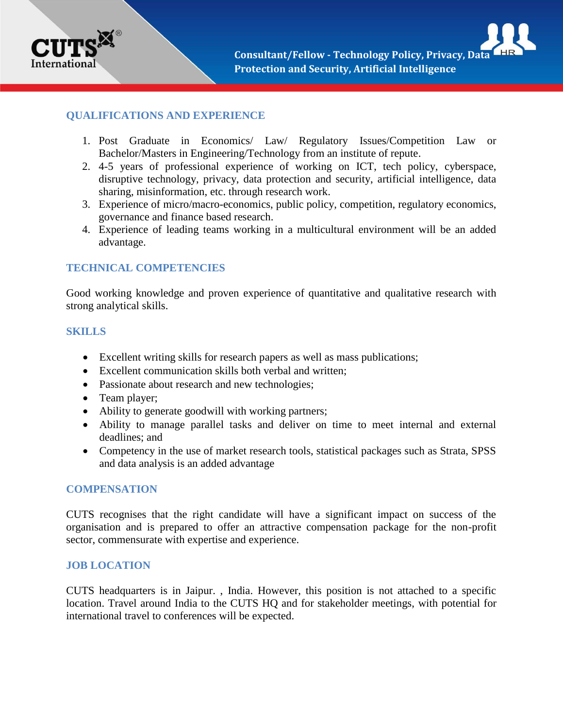## QUALIFICATIONS AND EXPERIENCE

1. Post Graduate in Economics/ Law/ Regulatory Issues/Competition Law or Bachelor/Masters in Engineering/Technology from an institute of repute.
2. 4-5 years of professional experience of working on ICT, tech policy, cyberspace, disruptive technology, privacy, data protection and security, artificial intelligence, data sharing, misinformation, etc. through research work.
3. Experience of micro/macro-economics, public policy, competition, regulatory economics, governance and finance based research.
4. Experience of leading teams working in a multicultural environment will be an added advantage.

## TECHNICAL COMPETENCIES

Good working knowledge and proven experience of quantitative and qualitative research with strong analytical skills.

## SKILLS

- Excellent writing skills for research papers as well as mass publications;
- Excellent communication skills both verbal and written;
- Passionate about research and new technologies;
- Team player;
- Ability to generate goodwill with working partners;
- Ability to manage parallel tasks and deliver on time to meet internal and external deadlines; and
- Competency in the use of market research tools, statistical packages such as Strata, SPSS and data analysis is an added advantage

## COMPENSATION

CUTS recognises that the right candidate will have a significant impact on success of the organisation and is prepared to offer an attractive compensation package for the non-profit sector, commensurate with expertise and experience.

## JOB LOCATION

CUTS headquarters is in Jaipur. , India. However, this position is not attached to a specific location. Travel around India to the CUTS HQ and for stakeholder meetings, with potential for international travel to conferences will be expected.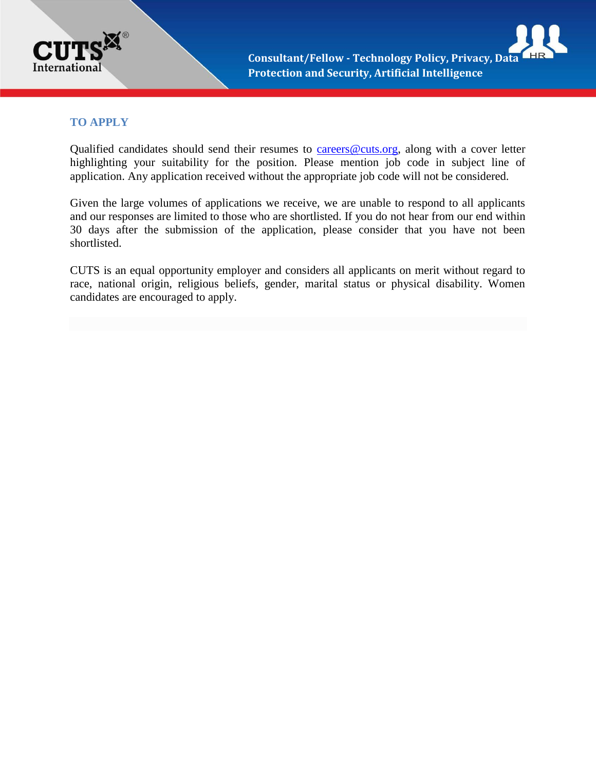## TO APPLY

Qualified candidates should send their resumes to careers@cuts.org, along with a cover letter highlighting your suitability for the position. Please mention job code in subject line of application. Any application received without the appropriate job code will not be considered.

Given the large volumes of applications we receive, we are unable to respond to all applicants and our responses are limited to those who are shortlisted. If you do not hear from our end within 30 days after the submission of the application, please consider that you have not been shortlisted.

CUTS is an equal opportunity employer and considers all applicants on merit without regard to race, national origin, religious beliefs, gender, marital status or physical disability. Women candidates are encouraged to apply.